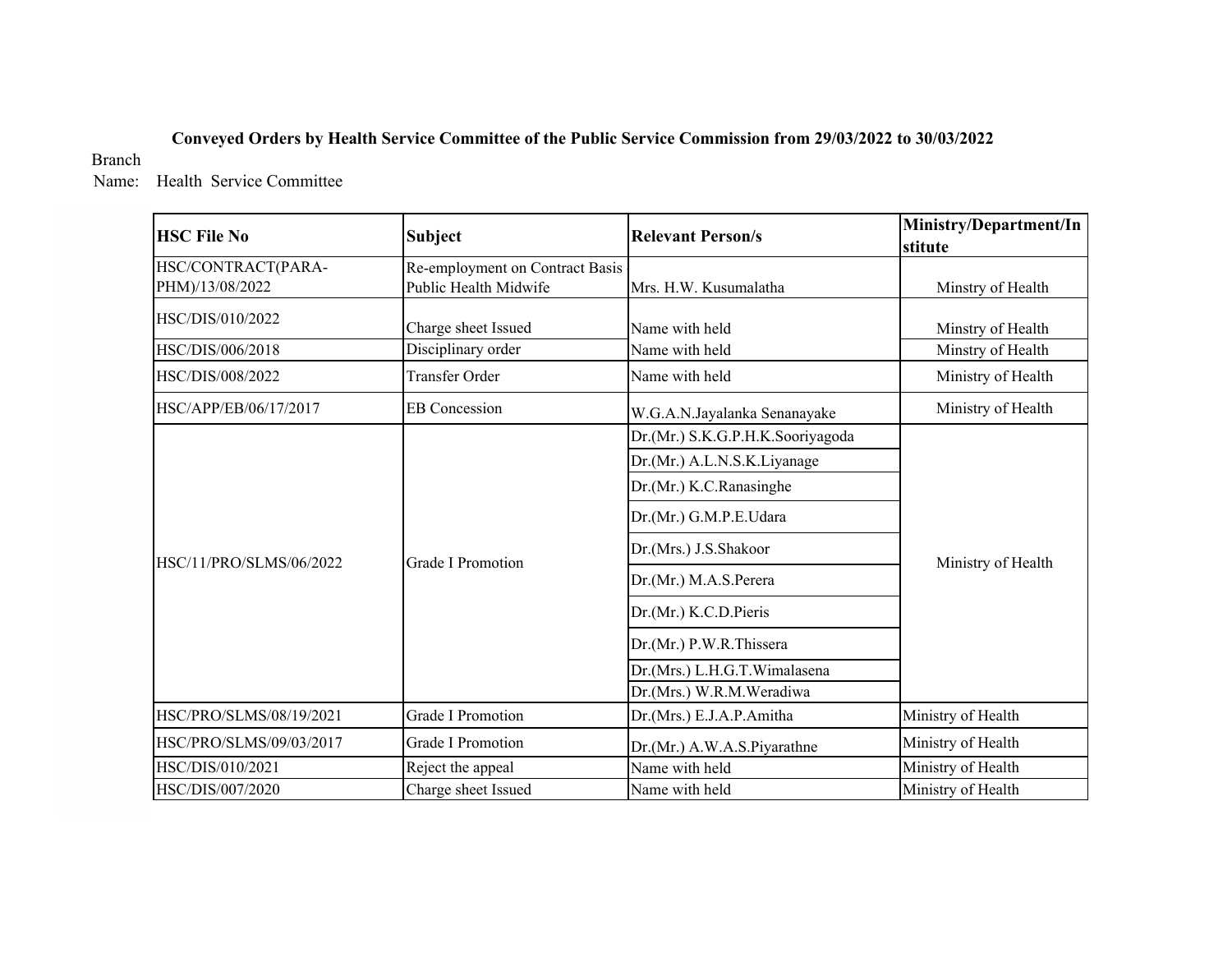**Conveyed Orders by Health Service Committee of the Public Service Commission from 29/03/2022 to 30/03/2022**

Branch Name: Health Service Committee

| HSC File No | Subject | Relevant Person/s | Ministry/Department/Institute |
|---|---|---|---|
| HSC/CONTRACT(PARA-PHM)/13/08/2022 | Re-employment on Contract Basis Public Health Midwife | Mrs. H.W. Kusumalatha | Minstry of Health |
| HSC/DIS/010/2022 | Charge sheet Issued | Name with held | Minstry of Health |
| HSC/DIS/006/2018 | Disciplinary order | Name with held | Minstry of Health |
| HSC/DIS/008/2022 | Transfer Order | Name with held | Ministry of Health |
| HSC/APP/EB/06/17/2017 | EB Concession | W.G.A.N.Jayalanka Senanayake | Ministry of Health |
| HSC/11/PRO/SLMS/06/2022 | Grade I Promotion | Dr.(Mr.) S.K.G.P.H.K.Sooriyagoda | Ministry of Health |
| | | Dr.(Mr.) A.L.N.S.K.Liyanage | |
| | | Dr.(Mr.) K.C.Ranasinghe | |
| | | Dr.(Mr.) G.M.P.E.Udara | |
| | | Dr.(Mrs.) J.S.Shakoor | |
| | | Dr.(Mr.) M.A.S.Perera | |
| | | Dr.(Mr.) K.C.D.Pieris | |
| | | Dr.(Mr.) P.W.R.Thissera | |
| | | Dr.(Mrs.) L.H.G.T.Wimalasena | |
| | | Dr.(Mrs.) W.R.M.Weradiwa | |
| HSC/PRO/SLMS/08/19/2021 | Grade I Promotion | Dr.(Mrs.) E.J.A.P.Amitha | Ministry of Health |
| HSC/PRO/SLMS/09/03/2017 | Grade I Promotion | Dr.(Mr.) A.W.A.S.Piyarathne | Ministry of Health |
| HSC/DIS/010/2021 | Reject the appeal | Name with held | Ministry of Health |
| HSC/DIS/007/2020 | Charge sheet Issued | Name with held | Ministry of Health |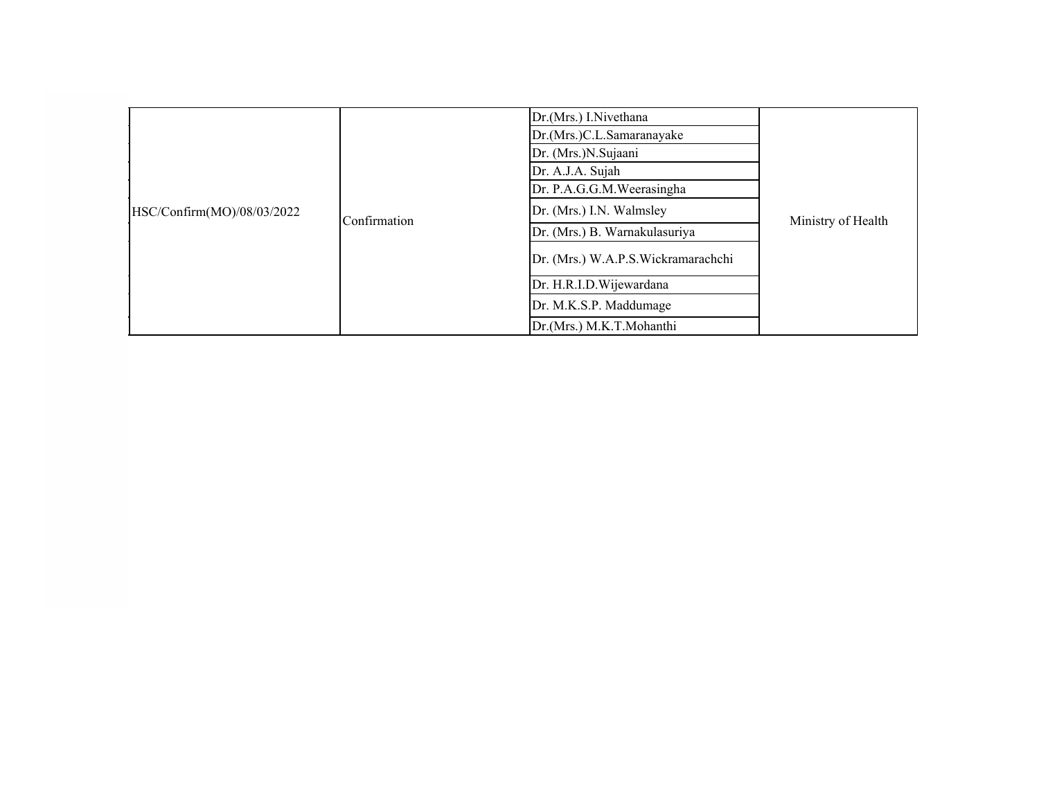| | | | |
|---|---|---|---|
| HSC/Confirm(MO)/08/03/2022 | Confirmation | Dr.(Mrs.) I.Nivethana | Ministry of Health |
| | | Dr.(Mrs.)C.L.Samaranayake | |
| | | Dr. (Mrs.)N.Sujaani | |
| | | Dr. A.J.A. Sujah | |
| | | Dr. P.A.G.G.M.Weerasingha | |
| | | Dr. (Mrs.) I.N. Walmsley | |
| | | Dr. (Mrs.) B. Warnakulasuriya | |
| | | Dr. (Mrs.) W.A.P.S.Wickramarachchi | |
| | | Dr. H.R.I.D.Wijewardana | |
| | | Dr. M.K.S.P. Maddumage | |
| | | Dr.(Mrs.) M.K.T.Mohanthi | |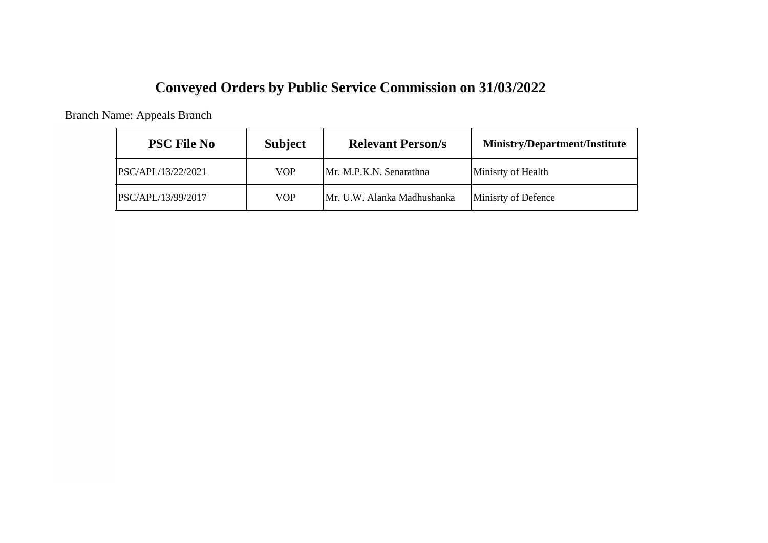# Conveyed Orders by Public Service Commission on 31/03/2022

Branch Name: Appeals Branch

| PSC File No | Subject | Relevant Person/s | Ministry/Department/Institute |
|---|---|---|---|
| PSC/APL/13/22/2021 | VOP | Mr. M.P.K.N. Senarathna | Minisrty of Health |
| PSC/APL/13/99/2017 | VOP | Mr. U.W. Alanka Madhushanka | Minisrty of Defence |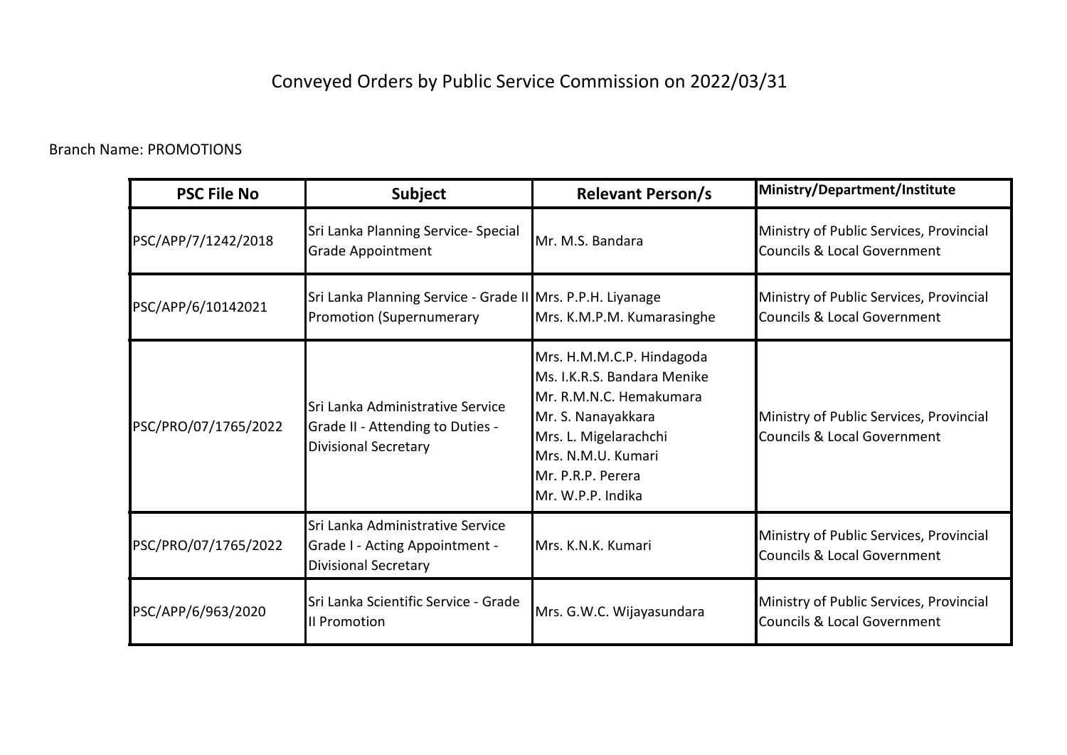# Conveyed Orders by Public Service Commission on 2022/03/31

Branch Name: PROMOTIONS

| PSC File No | Subject | Relevant Person/s | Ministry/Department/Institute |
|---|---|---|---|
| PSC/APP/7/1242/2018 | Sri Lanka Planning Service- Special Grade Appointment | Mr. M.S. Bandara | Ministry of Public Services, Provincial Councils & Local Government |
| PSC/APP/6/10142021 | Sri Lanka Planning Service - Grade II Promotion (Supernumerary | Mrs. P.P.H. Liyanage<br>Mrs. K.M.P.M. Kumarasinghe | Ministry of Public Services, Provincial Councils & Local Government |
| PSC/PRO/07/1765/2022 | Sri Lanka Administrative Service Grade II - Attending to Duties - Divisional Secretary | Mrs. H.M.M.C.P. Hindagoda<br>Ms. I.K.R.S. Bandara Menike<br>Mr. R.M.N.C. Hemakumara<br>Mr. S. Nanayakkara<br>Mrs. L. Migelarachchi<br>Mrs. N.M.U. Kumari<br>Mr. P.R.P. Perera<br>Mr. W.P.P. Indika | Ministry of Public Services, Provincial Councils & Local Government |
| PSC/PRO/07/1765/2022 | Sri Lanka Administrative Service Grade I - Acting Appointment - Divisional Secretary | Mrs. K.N.K. Kumari | Ministry of Public Services, Provincial Councils & Local Government |
| PSC/APP/6/963/2020 | Sri Lanka Scientific Service - Grade II Promotion | Mrs. G.W.C. Wijayasundara | Ministry of Public Services, Provincial Councils & Local Government |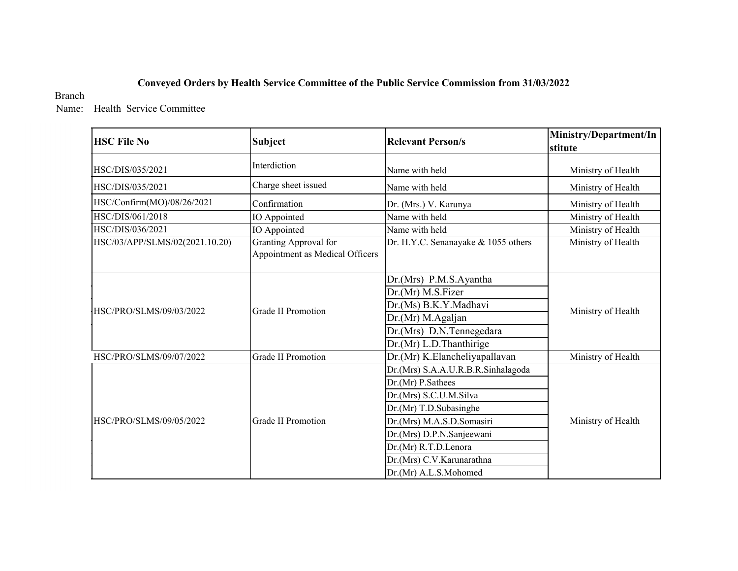**Conveyed Orders by Health Service Committee of the Public Service Commission from 31/03/2022**

Branch Name: Health Service Committee

| HSC File No | Subject | Relevant Person/s | Ministry/Department/Institute |
|---|---|---|---|
| HSC/DIS/035/2021 | Interdiction | Name with held | Ministry of Health |
| HSC/DIS/035/2021 | Charge sheet issued | Name with held | Ministry of Health |
| HSC/Confirm(MO)/08/26/2021 | Confirmation | Dr. (Mrs.) V. Karunya | Ministry of Health |
| HSC/DIS/061/2018 | IO Appointed | Name with held | Ministry of Health |
| HSC/DIS/036/2021 | IO Appointed | Name with held | Ministry of Health |
| HSC/03/APP/SLMS/02(2021.10.20) | Granting Approval for Appointment as Medical Officers | Dr. H.Y.C. Senanayake & 1055 others | Ministry of Health |
| HSC/PRO/SLMS/09/03/2022 | Grade II Promotion | Dr.(Mrs) P.M.S.Ayantha | Ministry of Health |
| | | Dr.(Mr) M.S.Fizer | |
| | | Dr.(Ms) B.K.Y.Madhavi | |
| | | Dr.(Mr) M.Agaljan | |
| | | Dr.(Mrs) D.N.Tennegedara | |
| | | Dr.(Mr) L.D.Thanthirige | |
| HSC/PRO/SLMS/09/07/2022 | Grade II Promotion | Dr.(Mr) K.Elancheliyapallavan | Ministry of Health |
| HSC/PRO/SLMS/09/05/2022 | Grade II Promotion | Dr.(Mrs) S.A.A.U.R.B.R.Sinhalagoda | Ministry of Health |
| | | Dr.(Mr) P.Sathees | |
| | | Dr.(Mrs) S.C.U.M.Silva | |
| | | Dr.(Mr) T.D.Subasinghe | |
| | | Dr.(Mrs) M.A.S.D.Somasiri | |
| | | Dr.(Mrs) D.P.N.Sanjeewani | |
| | | Dr.(Mr) R.T.D.Lenora | |
| | | Dr.(Mrs) C.V.Karunarathna | |
| | | Dr.(Mr) A.L.S.Mohomed | |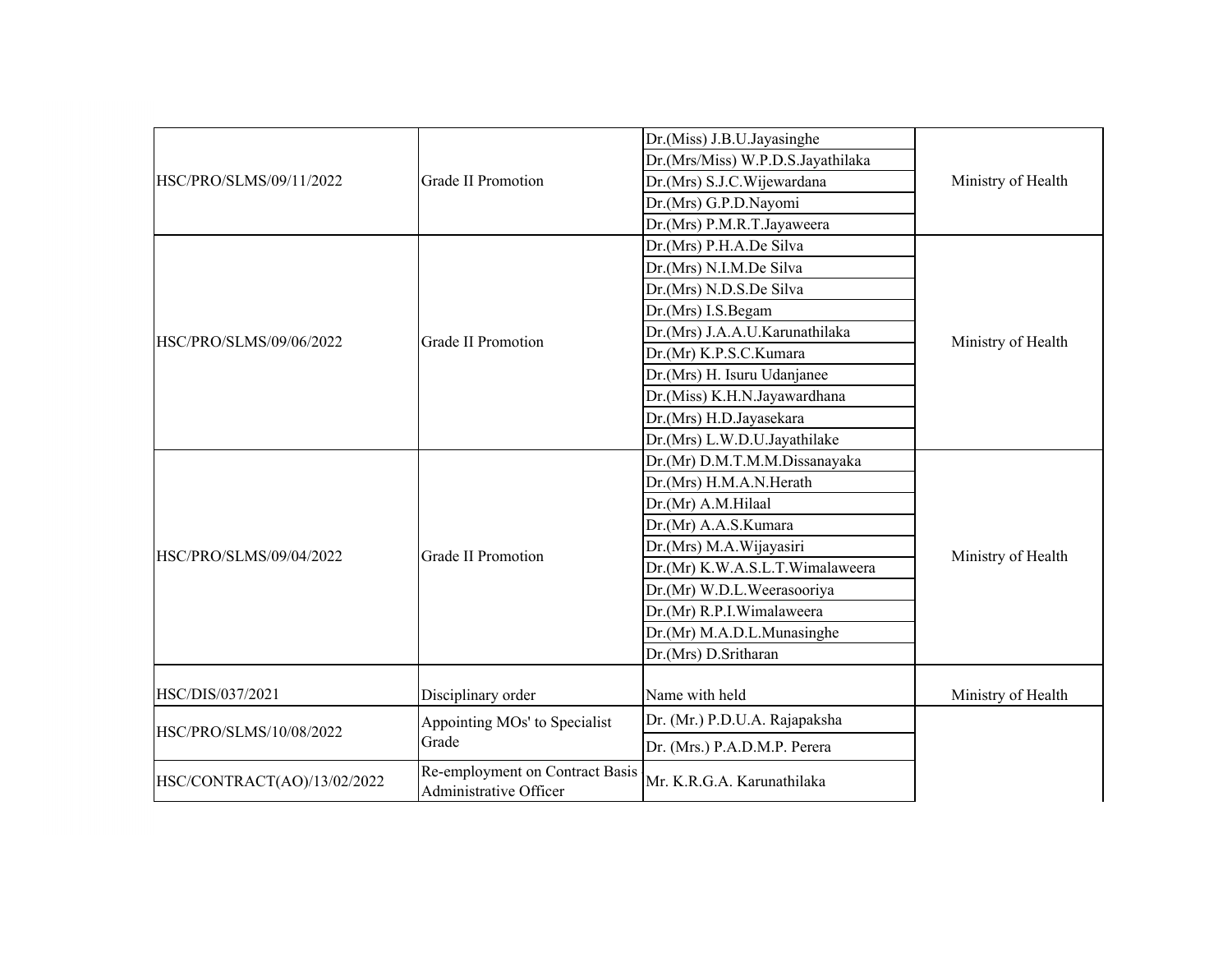| HSC/PRO/SLMS/09/11/2022 | Grade II Promotion | Dr.(Miss) J.B.U.Jayasinghe | Ministry of Health |
|---|---|---|---|
| | | Dr.(Mrs/Miss) W.P.D.S.Jayathilaka | |
| | | Dr.(Mrs) S.J.C.Wijewardana | |
| | | Dr.(Mrs) G.P.D.Nayomi | |
| | | Dr.(Mrs) P.M.R.T.Jayaweera | |
| HSC/PRO/SLMS/09/06/2022 | Grade II Promotion | Dr.(Mrs) P.H.A.De Silva | Ministry of Health |
| | | Dr.(Mrs) N.I.M.De Silva | |
| | | Dr.(Mrs) N.D.S.De Silva | |
| | | Dr.(Mrs) I.S.Begam | |
| | | Dr.(Mrs) J.A.A.U.Karunathilaka | |
| | | Dr.(Mr) K.P.S.C.Kumara | |
| | | Dr.(Mrs) H. Isuru Udanjanee | |
| | | Dr.(Miss) K.H.N.Jayawardhana | |
| | | Dr.(Mrs) H.D.Jayasekara | |
| | | Dr.(Mrs) L.W.D.U.Jayathilake | |
| HSC/PRO/SLMS/09/04/2022 | Grade II Promotion | Dr.(Mr) D.M.T.M.M.Dissanayaka | Ministry of Health |
| | | Dr.(Mrs) H.M.A.N.Herath | |
| | | Dr.(Mr) A.M.Hilaal | |
| | | Dr.(Mr) A.A.S.Kumara | |
| | | Dr.(Mrs) M.A.Wijayasiri | |
| | | Dr.(Mr) K.W.A.S.L.T.Wimalaweera | |
| | | Dr.(Mr) W.D.L.Weerasooriya | |
| | | Dr.(Mr) R.P.I.Wimalaweera | |
| | | Dr.(Mr) M.A.D.L.Munasinghe | |
| | | Dr.(Mrs) D.Sritharan | |
| HSC/DIS/037/2021 | Disciplinary order | Name with held | Ministry of Health |
| HSC/PRO/SLMS/10/08/2022 | Appointing MOs' to Specialist Grade | Dr. (Mr.) P.D.U.A. Rajapaksha | |
| | | Dr. (Mrs.) P.A.D.M.P. Perera | |
| HSC/CONTRACT(AO)/13/02/2022 | Re-employment on Contract Basis Administrative Officer | Mr. K.R.G.A. Karunathilaka | |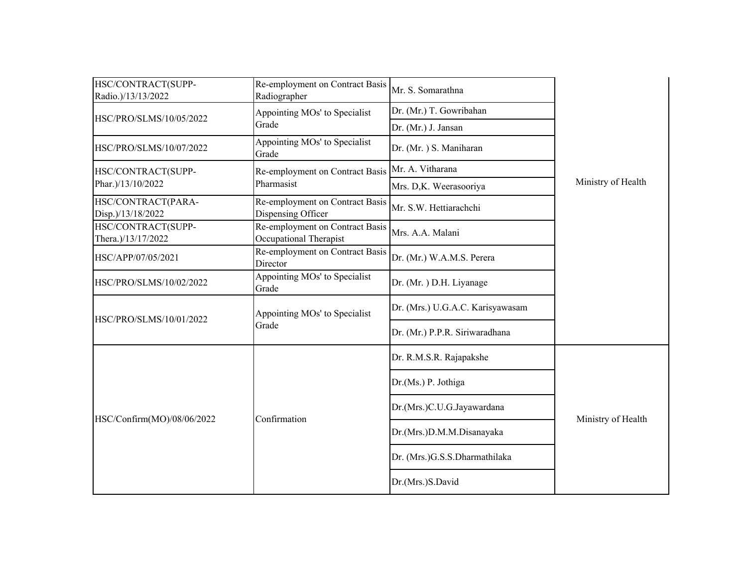| | | | |
|---|---|---|---|
| HSC/CONTRACT(SUPP-Radio.)/13/13/2022 | Re-employment on Contract Basis Radiographer | Mr. S. Somarathna | Ministry of Health |
| HSC/PRO/SLMS/10/05/2022 | Appointing MOs' to Specialist Grade | Dr. (Mr.) T. Gowribahan | |
| | | Dr. (Mr.) J. Jansan | |
| HSC/PRO/SLMS/10/07/2022 | Appointing MOs' to Specialist Grade | Dr. (Mr. ) S. Maniharan | |
| HSC/CONTRACT(SUPP-Phar.)/13/10/2022 | Re-employment on Contract Basis Pharmasist | Mr. A. Vitharana | |
| | | Mrs. D,K. Weerasooriya | |
| HSC/CONTRACT(PARA-Disp.)/13/18/2022 | Re-employment on Contract Basis Dispensing Officer | Mr. S.W. Hettiarachchi | |
| HSC/CONTRACT(SUPP-Thera.)/13/17/2022 | Re-employment on Contract Basis Occupational Therapist | Mrs. A.A. Malani | |
| HSC/APP/07/05/2021 | Re-employment on Contract Basis Director | Dr. (Mr.) W.A.M.S. Perera | |
| HSC/PRO/SLMS/10/02/2022 | Appointing MOs' to Specialist Grade | Dr. (Mr. ) D.H. Liyanage | |
| HSC/PRO/SLMS/10/01/2022 | Appointing MOs' to Specialist Grade | Dr. (Mrs.) U.G.A.C. Karisyawasam | |
| | | Dr. (Mr.) P.P.R. Siriwaradhana | |
| HSC/Confirm(MO)/08/06/2022 | Confirmation | Dr. R.M.S.R. Rajapakshe | Ministry of Health |
| | | Dr.(Ms.) P. Jothiga | |
| | | Dr.(Mrs.)C.U.G.Jayawardana | |
| | | Dr.(Mrs.)D.M.M.Disanayaka | |
| | | Dr. (Mrs.)G.S.S.Dharmathilaka | |
| | | Dr.(Mrs.)S.David | |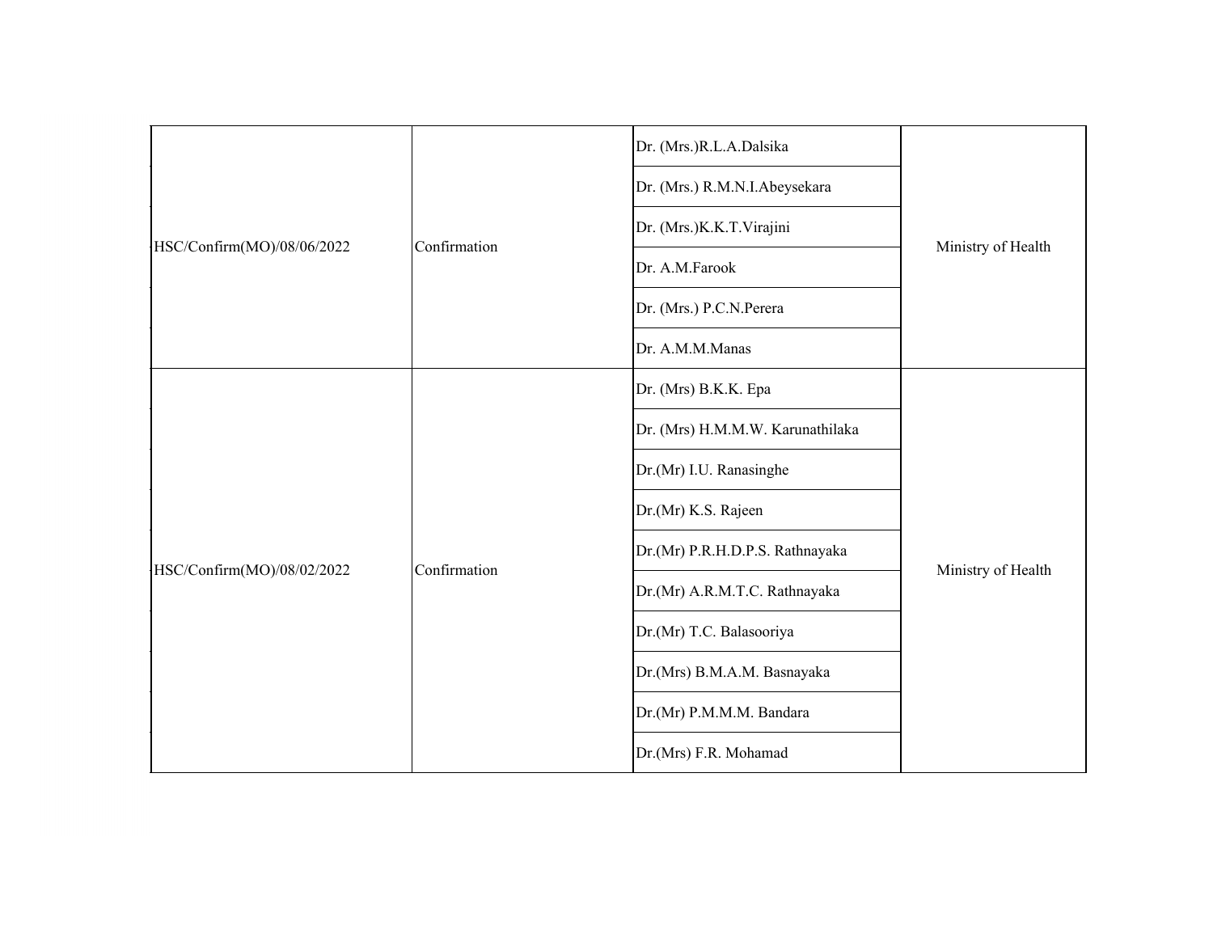| | | | |
|---|---|---|---|
| HSC/Confirm(MO)/08/06/2022 | Confirmation | Dr. (Mrs.)R.L.A.Dalsika | Ministry of Health |
| | | Dr. (Mrs.) R.M.N.I.Abeysekara | |
| | | Dr. (Mrs.)K.K.T.Virajini | |
| | | Dr. A.M.Farook | |
| | | Dr. (Mrs.) P.C.N.Perera | |
| | | Dr. A.M.M.Manas | |
| HSC/Confirm(MO)/08/02/2022 | Confirmation | Dr. (Mrs) B.K.K. Epa | Ministry of Health |
| | | Dr. (Mrs) H.M.M.W. Karunathilaka | |
| | | Dr.(Mr) I.U. Ranasinghe | |
| | | Dr.(Mr) K.S. Rajeen | |
| | | Dr.(Mr) P.R.H.D.P.S. Rathnayaka | |
| | | Dr.(Mr) A.R.M.T.C. Rathnayaka | |
| | | Dr.(Mr) T.C. Balasooriya | |
| | | Dr.(Mrs) B.M.A.M. Basnayaka | |
| | | Dr.(Mr) P.M.M.M. Bandara | |
| | | Dr.(Mrs) F.R. Mohamad | |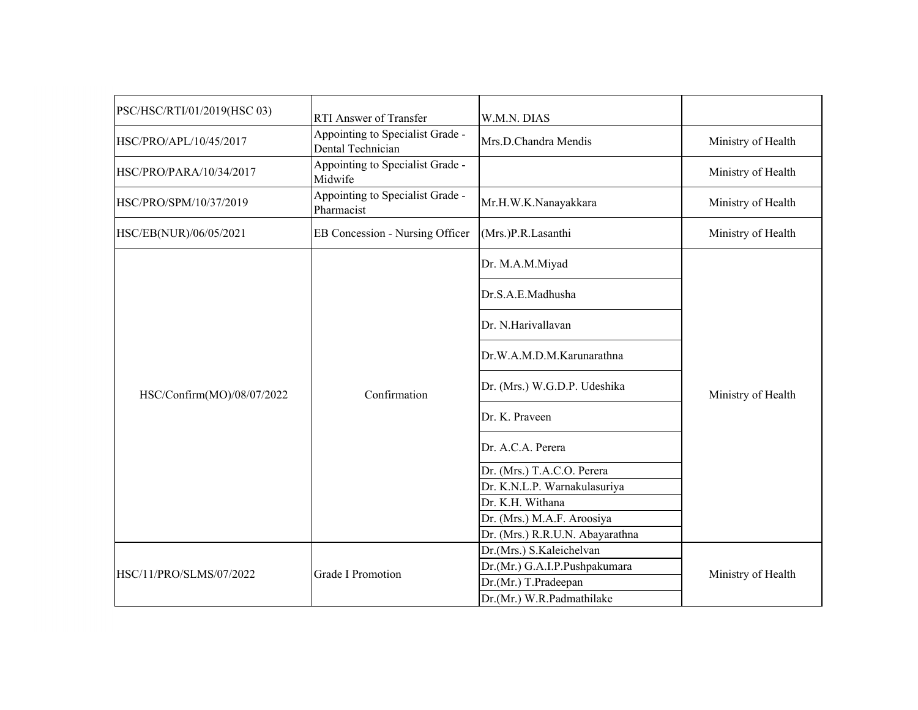| PSC/HSC/RTI/01/2019(HSC 03) | RTI Answer of Transfer | W.M.N. DIAS | |
|---|---|---|---|
| HSC/PRO/APL/10/45/2017 | Appointing to Specialist Grade - Dental Technician | Mrs.D.Chandra Mendis | Ministry of Health |
| HSC/PRO/PARA/10/34/2017 | Appointing to Specialist Grade - Midwife | | Ministry of Health |
| HSC/PRO/SPM/10/37/2019 | Appointing to Specialist Grade - Pharmacist | Mr.H.W.K.Nanayakkara | Ministry of Health |
| HSC/EB(NUR)/06/05/2021 | EB Concession - Nursing Officer | (Mrs.)P.R.Lasanthi | Ministry of Health |
| HSC/Confirm(MO)/08/07/2022 | Confirmation | Dr. M.A.M.Miyad | Ministry of Health |
| | | Dr.S.A.E.Madhusha | |
| | | Dr. N.Harivallavan | |
| | | Dr.W.A.M.D.M.Karunarathna | |
| | | Dr. (Mrs.) W.G.D.P. Udeshika | |
| | | Dr. K. Praveen | |
| | | Dr. A.C.A. Perera | |
| | | Dr. (Mrs.) T.A.C.O. Perera | |
| | | Dr. K.N.L.P. Warnakulasuriya | |
| | | Dr. K.H. Withana | |
| | | Dr. (Mrs.) M.A.F. Aroosiya | |
| | | Dr. (Mrs.) R.R.U.N. Abayarathna | |
| HSC/11/PRO/SLMS/07/2022 | Grade I Promotion | Dr.(Mrs.) S.Kaleichelvan | Ministry of Health |
| | | Dr.(Mr.) G.A.I.P.Pushpakumara | |
| | | Dr.(Mr.) T.Pradeepan | |
| | | Dr.(Mr.) W.R.Padmathilake | |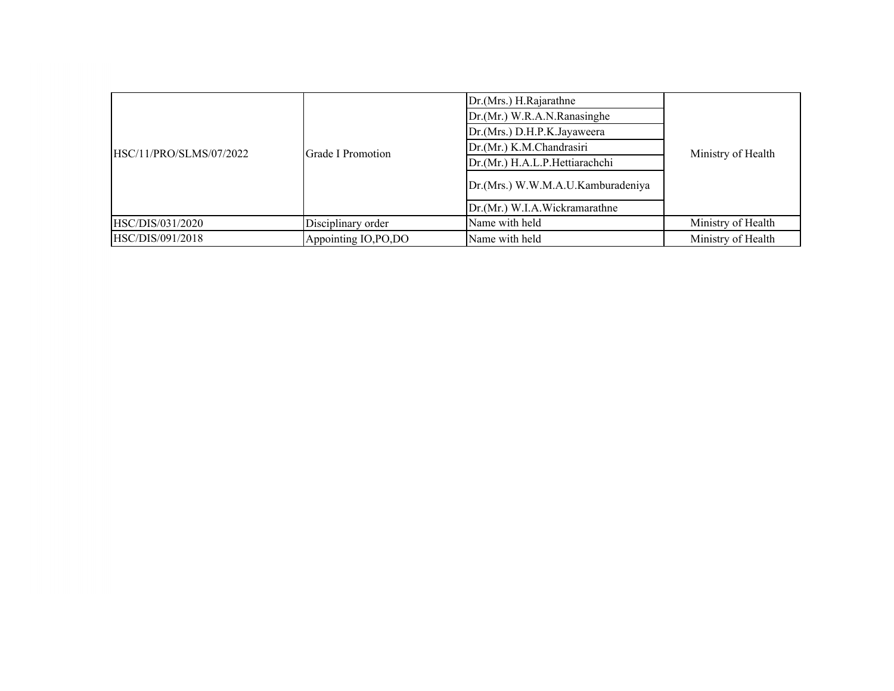| | | | |
|---|---|---|---|
| HSC/11/PRO/SLMS/07/2022 | Grade I Promotion | Dr.(Mrs.) H.Rajarathne | Ministry of Health |
| | | Dr.(Mr.) W.R.A.N.Ranasinghe | |
| | | Dr.(Mrs.) D.H.P.K.Jayaweera | |
| | | Dr.(Mr.) K.M.Chandrasiri | |
| | | Dr.(Mr.) H.A.L.P.Hettiarachchi | |
| | | Dr.(Mrs.) W.W.M.A.U.Kamburadeniya | |
| | | Dr.(Mr.) W.I.A.Wickramarathne | |
| HSC/DIS/031/2020 | Disciplinary order | Name with held | Ministry of Health |
| HSC/DIS/091/2018 | Appointing IO,PO,DO | Name with held | Ministry of Health |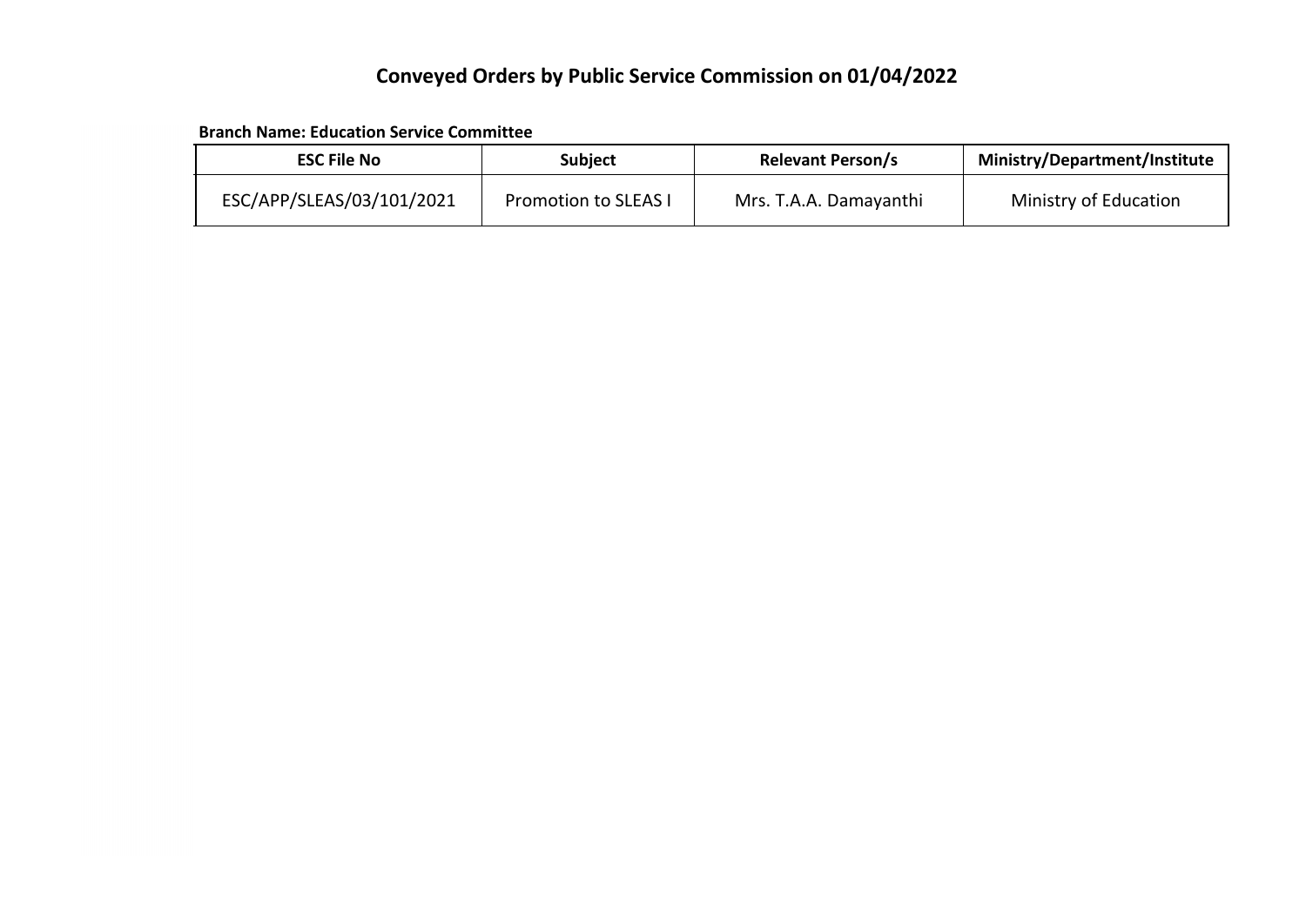# Conveyed Orders by Public Service Commission on 01/04/2022

**Branch Name: Education Service Committee**

| ESC File No | Subject | Relevant Person/s | Ministry/Department/Institute |
|---|---|---|---|
| ESC/APP/SLEAS/03/101/2021 | Promotion to SLEAS I | Mrs. T.A.A. Damayanthi | Ministry of Education |